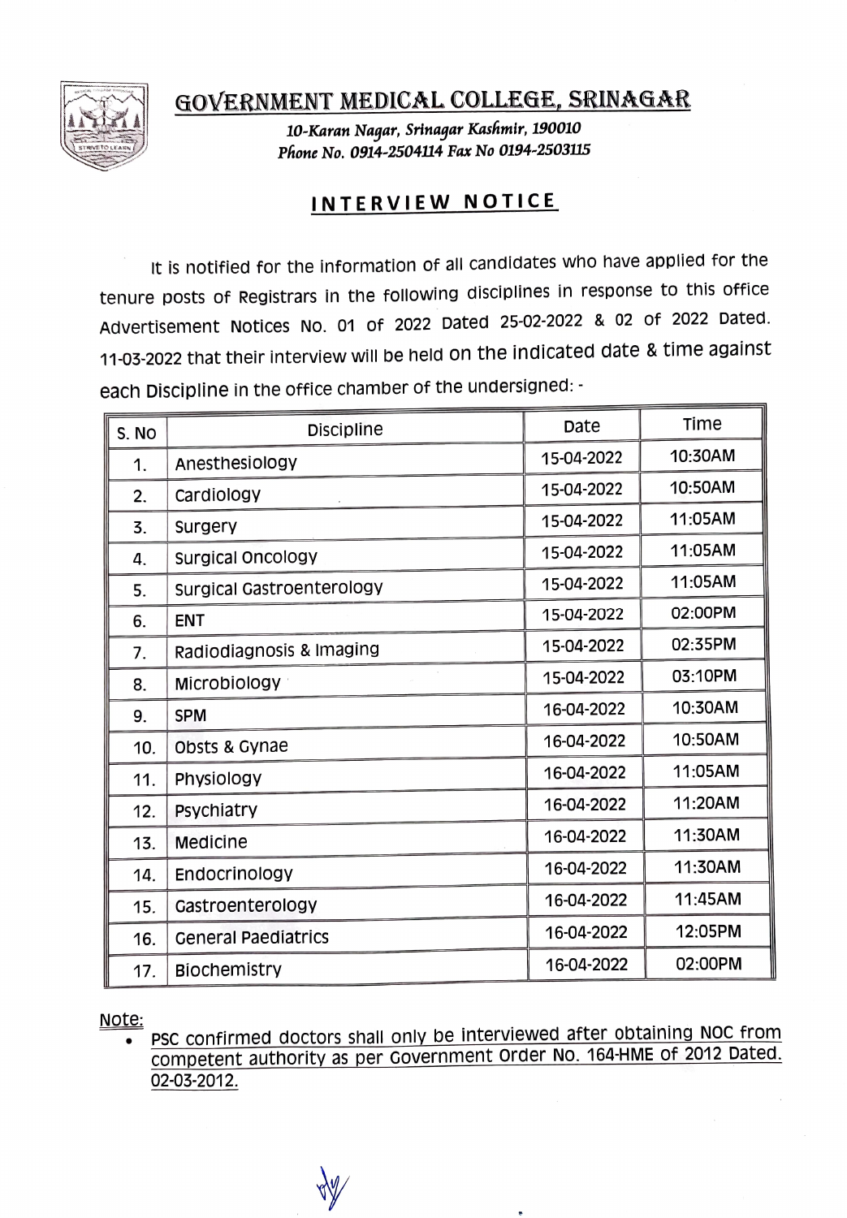# GOVERNMENT MEDICAL COLLEGE, SRINAGAR

*10-Karan Nagar, Srinagar Kashmir, 190010*
*Phone No. 0914-2504114 Fax No 0194-2503115*

## INTERVIEW NOTICE

It is notified for the information of all candidates who have applied for the tenure posts of Registrars in the following disciplines in response to this office Advertisement Notices No. 01 of 2022 Dated 25-02-2022 & 02 of 2022 Dated. 11-03-2022 that their interview will be held on the indicated date & time against each Discipline in the office chamber of the undersigned: -

| S. No | Discipline | Date | Time |
|---|---|---|---|
| 1. | Anesthesiology | 15-04-2022 | 10:30AM |
| 2. | Cardiology | 15-04-2022 | 10:50AM |
| 3. | Surgery | 15-04-2022 | 11:05AM |
| 4. | Surgical Oncology | 15-04-2022 | 11:05AM |
| 5. | Surgical Gastroenterology | 15-04-2022 | 11:05AM |
| 6. | ENT | 15-04-2022 | 02:00PM |
| 7. | Radiodiagnosis & Imaging | 15-04-2022 | 02:35PM |
| 8. | Microbiology | 15-04-2022 | 03:10PM |
| 9. | SPM | 16-04-2022 | 10:30AM |
| 10. | Obsts & Gynae | 16-04-2022 | 10:50AM |
| 11. | Physiology | 16-04-2022 | 11:05AM |
| 12. | Psychiatry | 16-04-2022 | 11:20AM |
| 13. | Medicine | 16-04-2022 | 11:30AM |
| 14. | Endocrinology | 16-04-2022 | 11:30AM |
| 15. | Gastroenterology | 16-04-2022 | 11:45AM |
| 16. | General Paediatrics | 16-04-2022 | 12:05PM |
| 17. | Biochemistry | 16-04-2022 | 02:00PM |

Note:

- PSC confirmed doctors shall only be interviewed after obtaining NOC from competent authority as per Government Order No. 164-HME of 2012 Dated. 02-03-2012.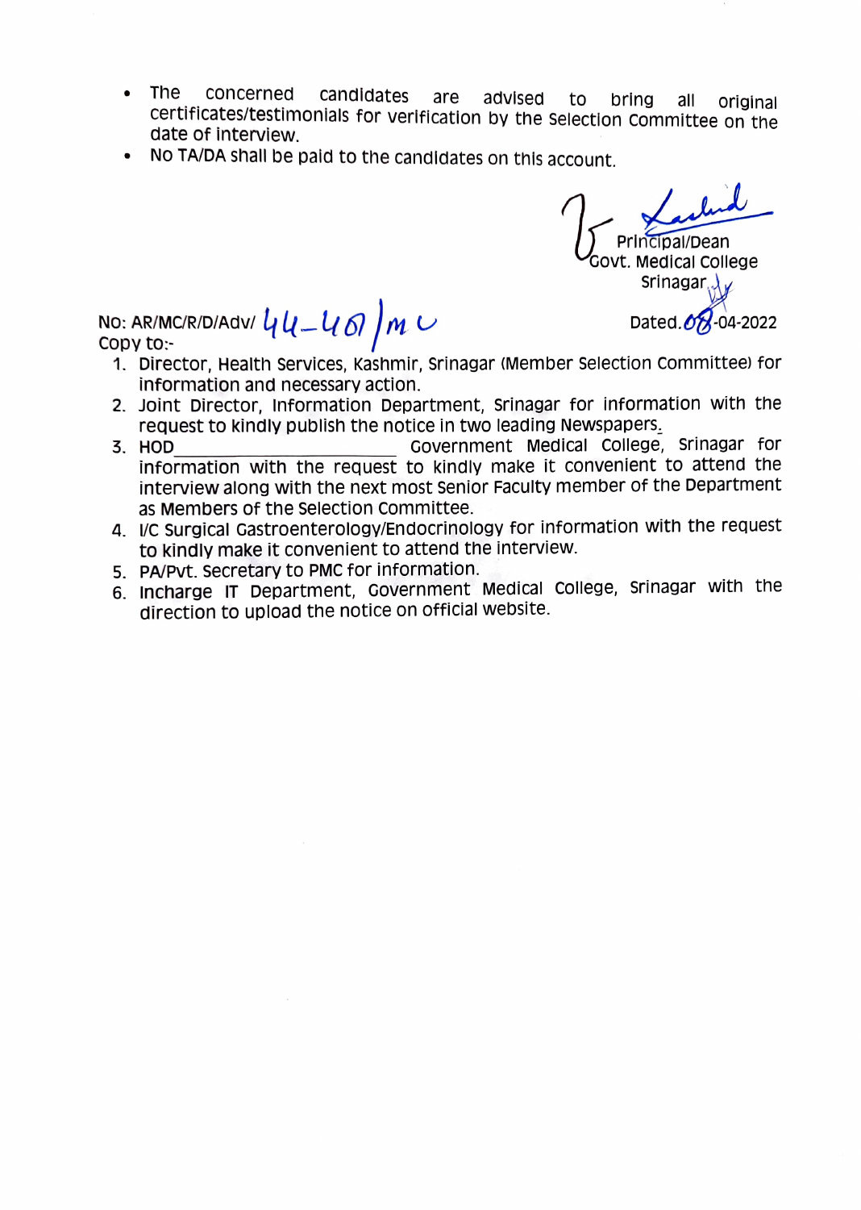- The concerned candidates are advised to bring all original certificates/testimonials for verification by the Selection Committee on the date of interview.
- No TA/DA shall be paid to the candidates on this account.

Principal/Dean
Govt. Medical College
Srinagar

No: AR/MC/R/D/Adv/ 44-46/MC

Dated. 08-04-2022

Copy to:-

1. Director, Health Services, Kashmir, Srinagar (Member Selection Committee) for information and necessary action.
2. Joint Director, Information Department, Srinagar for information with the request to kindly publish the notice in two leading Newspapers.
3. HOD ______________________ Government Medical College, Srinagar for information with the request to kindly make it convenient to attend the interview along with the next most Senior Faculty member of the Department as Members of the Selection Committee.
4. I/C Surgical Gastroenterology/Endocrinology for information with the request to kindly make it convenient to attend the interview.
5. PA/Pvt. Secretary to PMC for information.
6. Incharge IT Department, Government Medical College, Srinagar with the direction to upload the notice on official website.